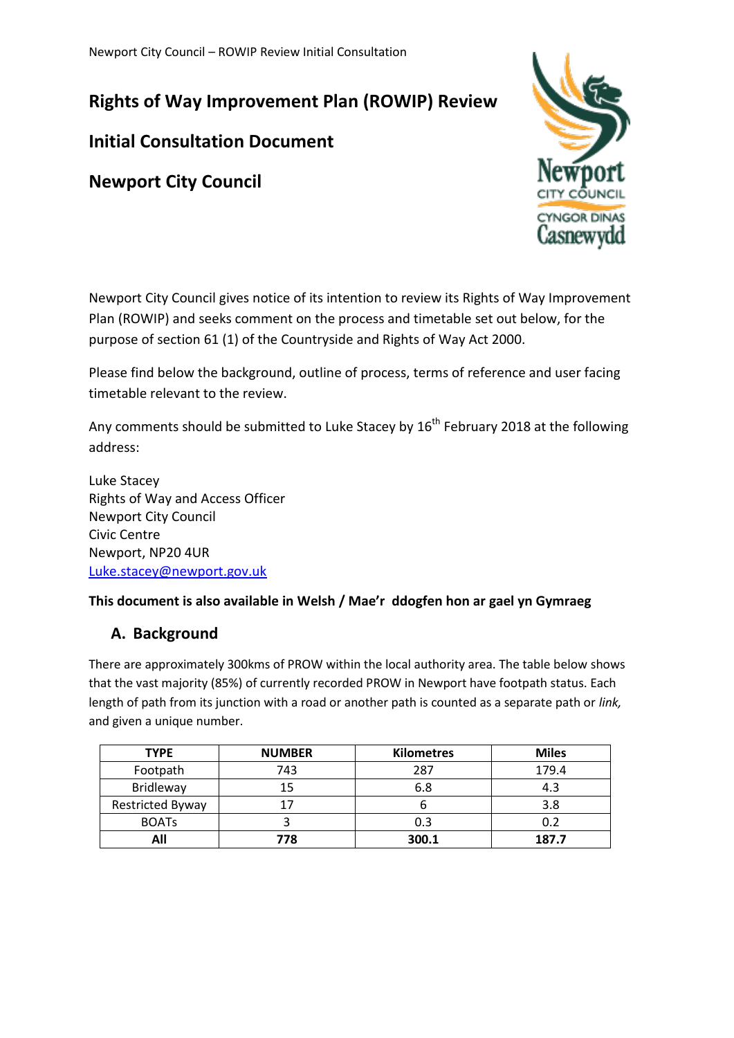# Rights of Way Improvement Plan (ROWIP) Review

# Initial Consultation Document

# Newport City Council

Newport City Council gives notice of its intention to review its Rights of Way Improvement Plan (ROWIP) and seeks comment on the process and timetable set out below, for the purpose of section 61 (1) of the Countryside and Rights of Way Act 2000.

Please find below the background, outline of process, terms of reference and user facing timetable relevant to the review.

Any comments should be submitted to Luke Stacey by 16th February 2018 at the following address:

Luke Stacey
Rights of Way and Access Officer
Newport City Council
Civic Centre
Newport, NP20 4UR
[Luke.stacey@newport.gov.uk](mailto:Luke.stacey@newport.gov.uk)

**This document is also available in Welsh / Mae'r ddogfen hon ar gael yn Gymraeg**

## A. Background

There are approximately 300kms of PROW within the local authority area. The table below shows that the vast majority (85%) of currently recorded PROW in Newport have footpath status. Each length of path from its junction with a road or another path is counted as a separate path or *link,* and given a unique number.

| TYPE | NUMBER | Kilometres | Miles |
|---|---|---|---|
| Footpath | 743 | 287 | 179.4 |
| Bridleway | 15 | 6.8 | 4.3 |
| Restricted Byway | 17 | 6 | 3.8 |
| BOATs | 3 | 0.3 | 0.2 |
| **All** | **778** | **300.1** | **187.7** |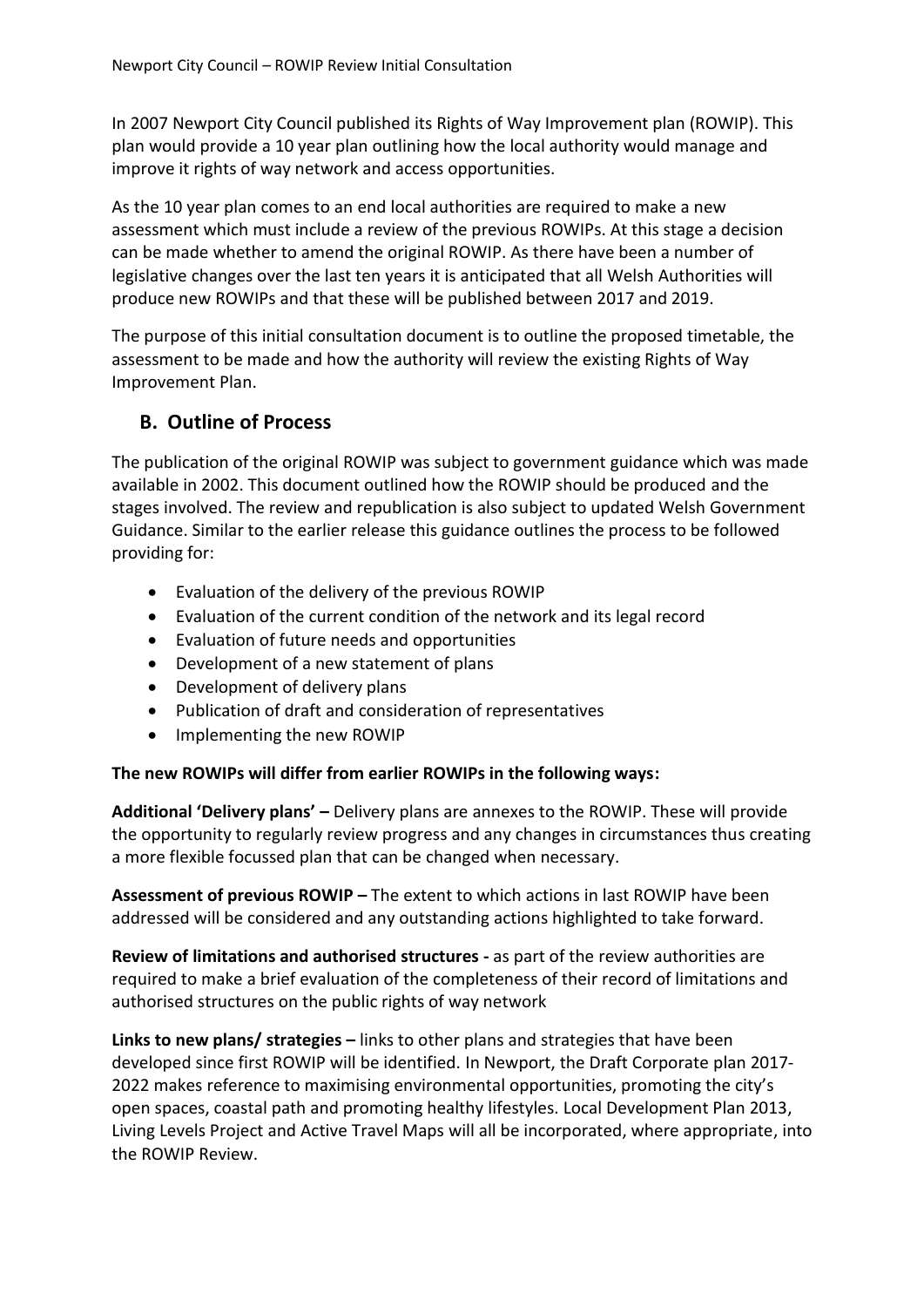In 2007 Newport City Council published its Rights of Way Improvement plan (ROWIP). This plan would provide a 10 year plan outlining how the local authority would manage and improve it rights of way network and access opportunities.

As the 10 year plan comes to an end local authorities are required to make a new assessment which must include a review of the previous ROWIPs. At this stage a decision can be made whether to amend the original ROWIP. As there have been a number of legislative changes over the last ten years it is anticipated that all Welsh Authorities will produce new ROWIPs and that these will be published between 2017 and 2019.

The purpose of this initial consultation document is to outline the proposed timetable, the assessment to be made and how the authority will review the existing Rights of Way Improvement Plan.

## B. Outline of Process

The publication of the original ROWIP was subject to government guidance which was made available in 2002. This document outlined how the ROWIP should be produced and the stages involved. The review and republication is also subject to updated Welsh Government Guidance. Similar to the earlier release this guidance outlines the process to be followed providing for:

- Evaluation of the delivery of the previous ROWIP
- Evaluation of the current condition of the network and its legal record
- Evaluation of future needs and opportunities
- Development of a new statement of plans
- Development of delivery plans
- Publication of draft and consideration of representatives
- Implementing the new ROWIP

**The new ROWIPs will differ from earlier ROWIPs in the following ways:**

**Additional 'Delivery plans' –** Delivery plans are annexes to the ROWIP. These will provide the opportunity to regularly review progress and any changes in circumstances thus creating a more flexible focussed plan that can be changed when necessary.

**Assessment of previous ROWIP –** The extent to which actions in last ROWIP have been addressed will be considered and any outstanding actions highlighted to take forward.

**Review of limitations and authorised structures -** as part of the review authorities are required to make a brief evaluation of the completeness of their record of limitations and authorised structures on the public rights of way network

**Links to new plans/ strategies –** links to other plans and strategies that have been developed since first ROWIP will be identified. In Newport, the Draft Corporate plan 2017-2022 makes reference to maximising environmental opportunities, promoting the city's open spaces, coastal path and promoting healthy lifestyles. Local Development Plan 2013, Living Levels Project and Active Travel Maps will all be incorporated, where appropriate, into the ROWIP Review.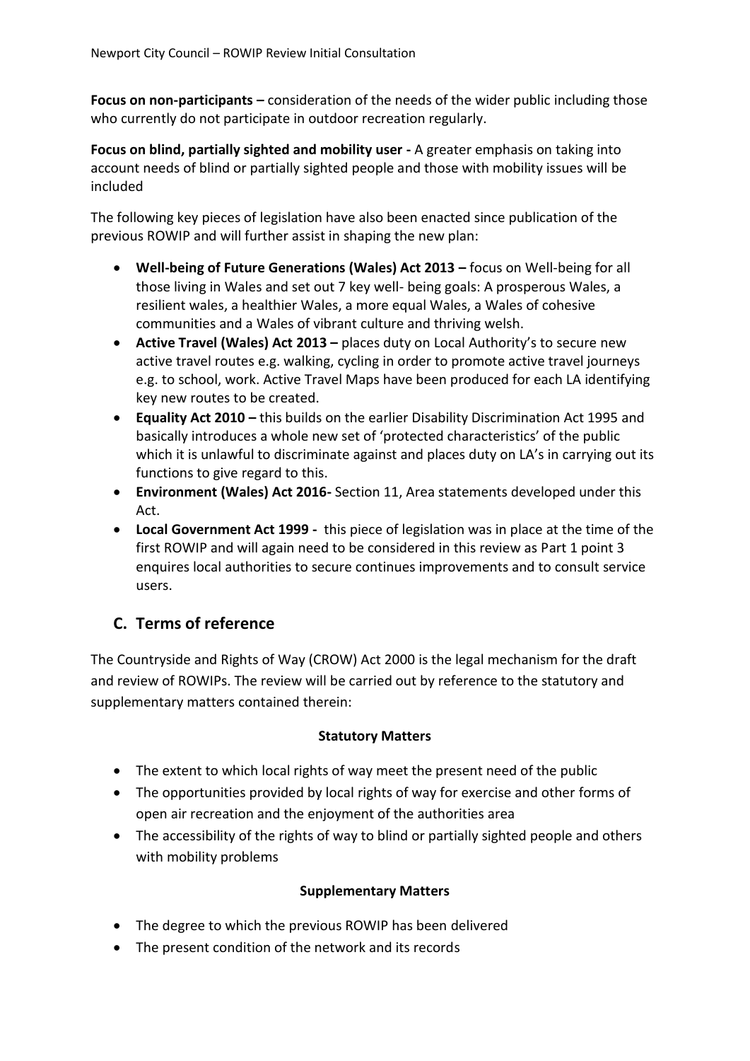**Focus on non-participants –** consideration of the needs of the wider public including those who currently do not participate in outdoor recreation regularly.

**Focus on blind, partially sighted and mobility user -** A greater emphasis on taking into account needs of blind or partially sighted people and those with mobility issues will be included

The following key pieces of legislation have also been enacted since publication of the previous ROWIP and will further assist in shaping the new plan:

- **Well-being of Future Generations (Wales) Act 2013 –** focus on Well-being for all those living in Wales and set out 7 key well- being goals: A prosperous Wales, a resilient wales, a healthier Wales, a more equal Wales, a Wales of cohesive communities and a Wales of vibrant culture and thriving welsh.
- **Active Travel (Wales) Act 2013 –** places duty on Local Authority's to secure new active travel routes e.g. walking, cycling in order to promote active travel journeys e.g. to school, work. Active Travel Maps have been produced for each LA identifying key new routes to be created.
- **Equality Act 2010 –** this builds on the earlier Disability Discrimination Act 1995 and basically introduces a whole new set of 'protected characteristics' of the public which it is unlawful to discriminate against and places duty on LA's in carrying out its functions to give regard to this.
- **Environment (Wales) Act 2016-** Section 11, Area statements developed under this Act.
- **Local Government Act 1999 -** this piece of legislation was in place at the time of the first ROWIP and will again need to be considered in this review as Part 1 point 3 enquires local authorities to secure continues improvements and to consult service users.

## C. Terms of reference

The Countryside and Rights of Way (CROW) Act 2000 is the legal mechanism for the draft and review of ROWIPs. The review will be carried out by reference to the statutory and supplementary matters contained therein:

**Statutory Matters**

- The extent to which local rights of way meet the present need of the public
- The opportunities provided by local rights of way for exercise and other forms of open air recreation and the enjoyment of the authorities area
- The accessibility of the rights of way to blind or partially sighted people and others with mobility problems

**Supplementary Matters**

- The degree to which the previous ROWIP has been delivered
- The present condition of the network and its records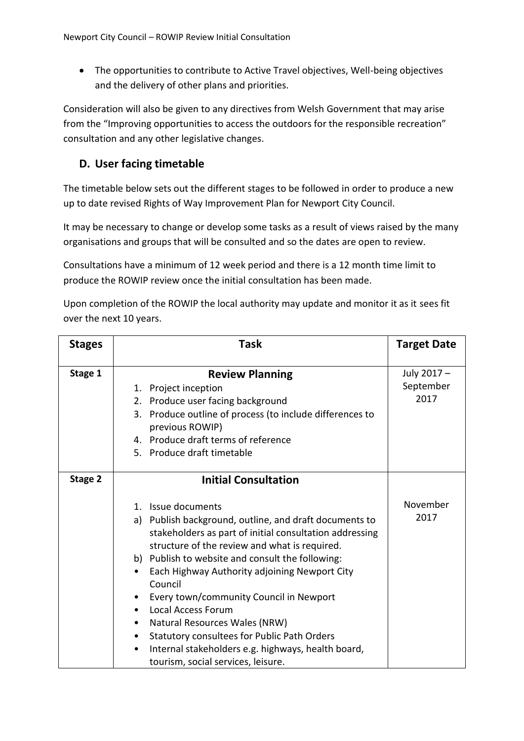- The opportunities to contribute to Active Travel objectives, Well-being objectives and the delivery of other plans and priorities.

Consideration will also be given to any directives from Welsh Government that may arise from the "Improving opportunities to access the outdoors for the responsible recreation" consultation and any other legislative changes.

## D. User facing timetable

The timetable below sets out the different stages to be followed in order to produce a new up to date revised Rights of Way Improvement Plan for Newport City Council.

It may be necessary to change or develop some tasks as a result of views raised by the many organisations and groups that will be consulted and so the dates are open to review.

Consultations have a minimum of 12 week period and there is a 12 month time limit to produce the ROWIP review once the initial consultation has been made.

Upon completion of the ROWIP the local authority may update and monitor it as it sees fit over the next 10 years.

| Stages | Task | Target Date |
|---|---|---|
| **Stage 1** | **Review Planning**<br>1. Project inception<br>2. Produce user facing background<br>3. Produce outline of process (to include differences to previous ROWIP)<br>4. Produce draft terms of reference<br>5. Produce draft timetable | July 2017 – September 2017 |
| **Stage 2** | **Initial Consultation**<br>1. Issue documents<br>a) Publish background, outline, and draft documents to stakeholders as part of initial consultation addressing structure of the review and what is required.<br>b) Publish to website and consult the following:<br>• Each Highway Authority adjoining Newport City Council<br>• Every town/community Council in Newport<br>• Local Access Forum<br>• Natural Resources Wales (NRW)<br>• Statutory consultees for Public Path Orders<br>• Internal stakeholders e.g. highways, health board, tourism, social services, leisure. | November 2017 |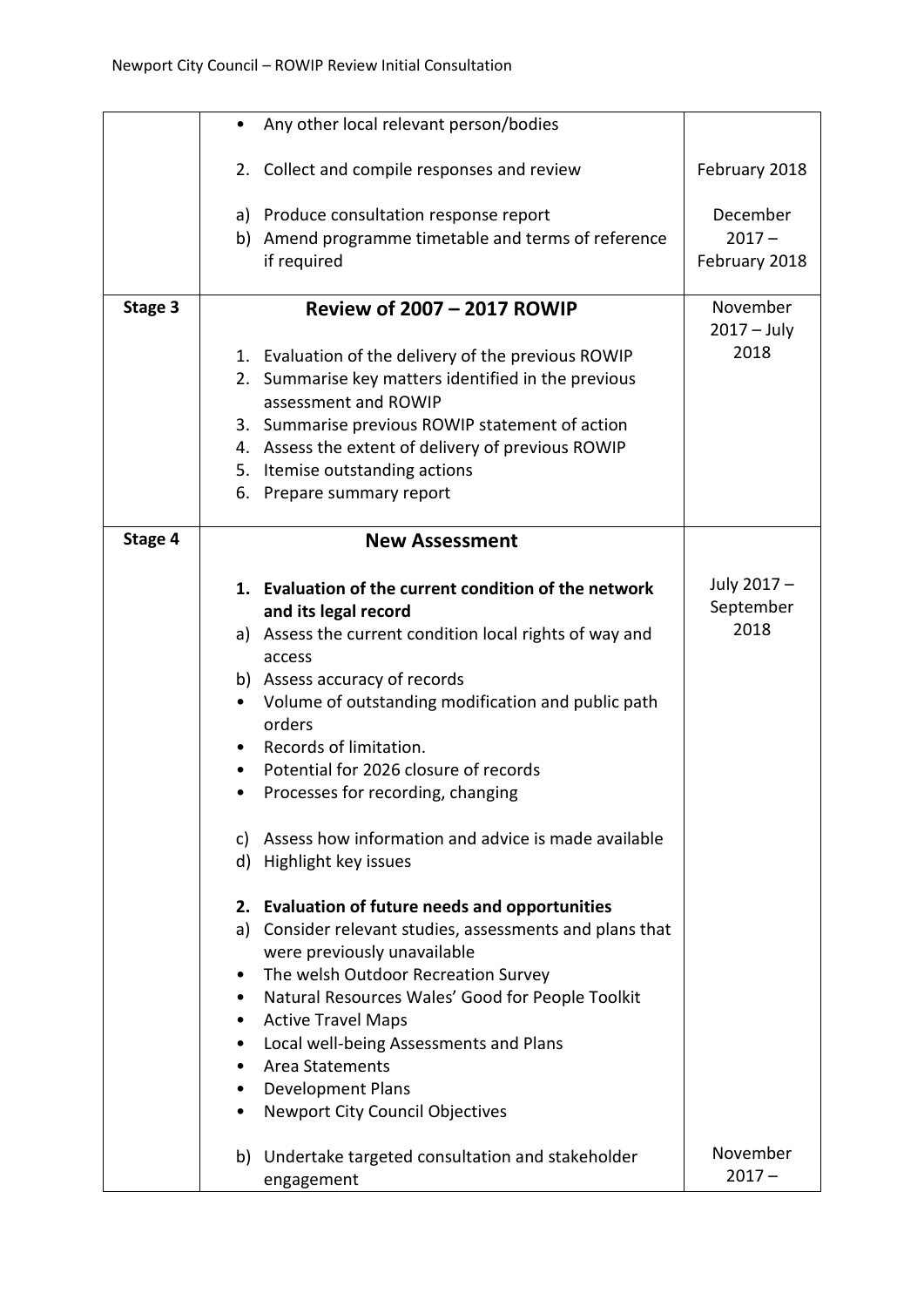| | | |
|---|---|---|
| | • Any other local relevant person/bodies<br><br>2. Collect and compile responses and review<br><br>a) Produce consultation response report<br>b) Amend programme timetable and terms of reference if required | <br><br>February 2018<br><br>December 2017 – February 2018 |
| **Stage 3** | **Review of 2007 – 2017 ROWIP**<br><br>1. Evaluation of the delivery of the previous ROWIP<br>2. Summarise key matters identified in the previous assessment and ROWIP<br>3. Summarise previous ROWIP statement of action<br>4. Assess the extent of delivery of previous ROWIP<br>5. Itemise outstanding actions<br>6. Prepare summary report | November 2017 – July 2018 |
| **Stage 4** | **New Assessment**<br><br>**1. Evaluation of the current condition of the network and its legal record**<br>a) Assess the current condition local rights of way and access<br>b) Assess accuracy of records<br>• Volume of outstanding modification and public path orders<br>• Records of limitation.<br>• Potential for 2026 closure of records<br>• Processes for recording, changing<br><br>c) Assess how information and advice is made available<br>d) Highlight key issues<br><br>**2. Evaluation of future needs and opportunities**<br>a) Consider relevant studies, assessments and plans that were previously unavailable<br>• The welsh Outdoor Recreation Survey<br>• Natural Resources Wales' Good for People Toolkit<br>• Active Travel Maps<br>• Local well-being Assessments and Plans<br>• Area Statements<br>• Development Plans<br>• Newport City Council Objectives<br><br>b) Undertake targeted consultation and stakeholder engagement | <br><br>July 2017 – September 2018<br><br><br><br><br><br><br><br><br><br><br><br><br><br><br><br><br><br><br><br>November 2017 – |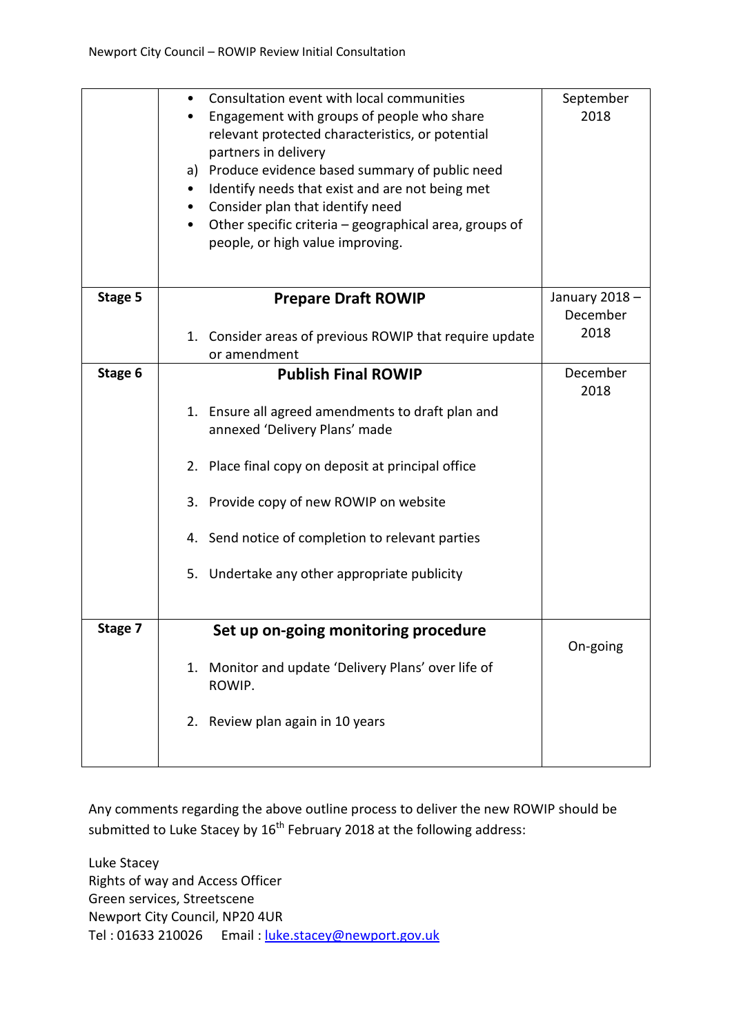| | | |
|---|---|---|
| | • Consultation event with local communities<br>• Engagement with groups of people who share relevant protected characteristics, or potential partners in delivery<br>a) Produce evidence based summary of public need<br>• Identify needs that exist and are not being met<br>• Consider plan that identify need<br>• Other specific criteria – geographical area, groups of people, or high value improving. | September 2018 |
| **Stage 5** | **Prepare Draft ROWIP**<br><br>1. Consider areas of previous ROWIP that require update or amendment | January 2018 – December 2018 |
| **Stage 6** | **Publish Final ROWIP**<br><br>1. Ensure all agreed amendments to draft plan and annexed 'Delivery Plans' made<br><br>2. Place final copy on deposit at principal office<br><br>3. Provide copy of new ROWIP on website<br><br>4. Send notice of completion to relevant parties<br><br>5. Undertake any other appropriate publicity | December 2018 |
| **Stage 7** | **Set up on-going monitoring procedure**<br><br>1. Monitor and update 'Delivery Plans' over life of ROWIP.<br><br>2. Review plan again in 10 years | On-going |

Any comments regarding the above outline process to deliver the new ROWIP should be submitted to Luke Stacey by 16th February 2018 at the following address:

Luke Stacey  
Rights of way and Access Officer  
Green services, Streetscene  
Newport City Council, NP20 4UR  
Tel : 01633 210026 Email : luke.stacey@newport.gov.uk